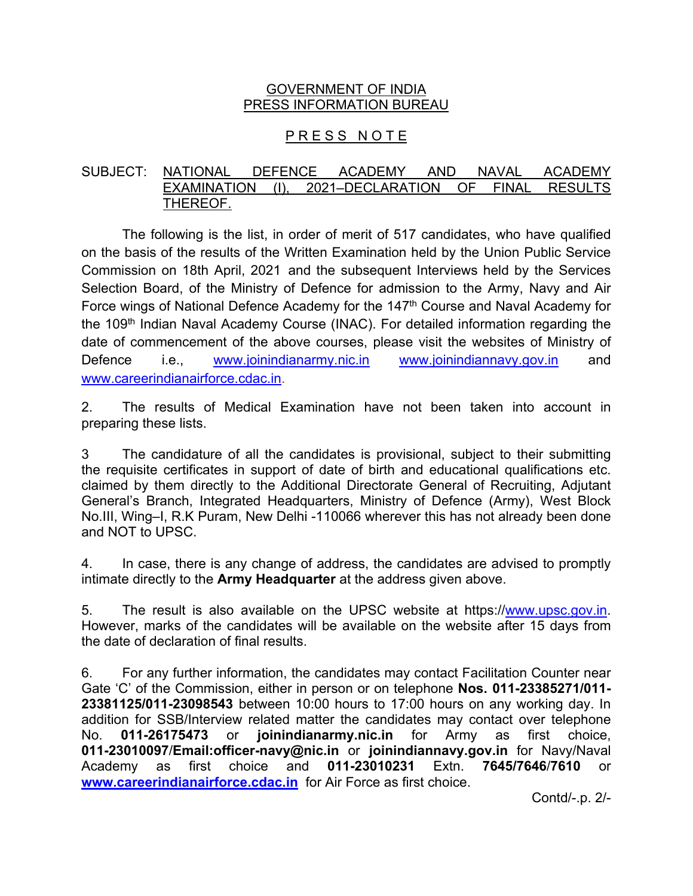GOVERNMENT OF INDIA
PRESS INFORMATION BUREAU

# PRESS NOTE

SUBJECT: NATIONAL DEFENCE ACADEMY AND NAVAL ACADEMY EXAMINATION (I), 2021–DECLARATION OF FINAL RESULTS THEREOF.

The following is the list, in order of merit of 517 candidates, who have qualified on the basis of the results of the Written Examination held by the Union Public Service Commission on 18th April, 2021 and the subsequent Interviews held by the Services Selection Board, of the Ministry of Defence for admission to the Army, Navy and Air Force wings of National Defence Academy for the 147th Course and Naval Academy for the 109th Indian Naval Academy Course (INAC). For detailed information regarding the date of commencement of the above courses, please visit the websites of Ministry of Defence i.e., www.joinindianarmy.nic.in www.joinindiannavy.gov.in and www.careerindianairforce.cdac.in.

2. The results of Medical Examination have not been taken into account in preparing these lists.

3 The candidature of all the candidates is provisional, subject to their submitting the requisite certificates in support of date of birth and educational qualifications etc. claimed by them directly to the Additional Directorate General of Recruiting, Adjutant General's Branch, Integrated Headquarters, Ministry of Defence (Army), West Block No.III, Wing–I, R.K Puram, New Delhi -110066 wherever this has not already been done and NOT to UPSC.

4. In case, there is any change of address, the candidates are advised to promptly intimate directly to the **Army Headquarter** at the address given above.

5. The result is also available on the UPSC website at https://www.upsc.gov.in. However, marks of the candidates will be available on the website after 15 days from the date of declaration of final results.

6. For any further information, the candidates may contact Facilitation Counter near Gate 'C' of the Commission, either in person or on telephone **Nos. 011-23385271/011-23381125/011-23098543** between 10:00 hours to 17:00 hours on any working day. In addition for SSB/Interview related matter the candidates may contact over telephone No. **011-26175473** or **joinindianarmy.nic.in** for Army as first choice, **011-23010097**/**Email:officer-navy@nic.in** or **joinindiannavy.gov.in** for Navy/Naval Academy as first choice and **011-23010231** Extn. **7645**/**7646**/**7610** or **www.careerindianairforce.cdac.in** for Air Force as first choice.

Contd/-.p. 2/-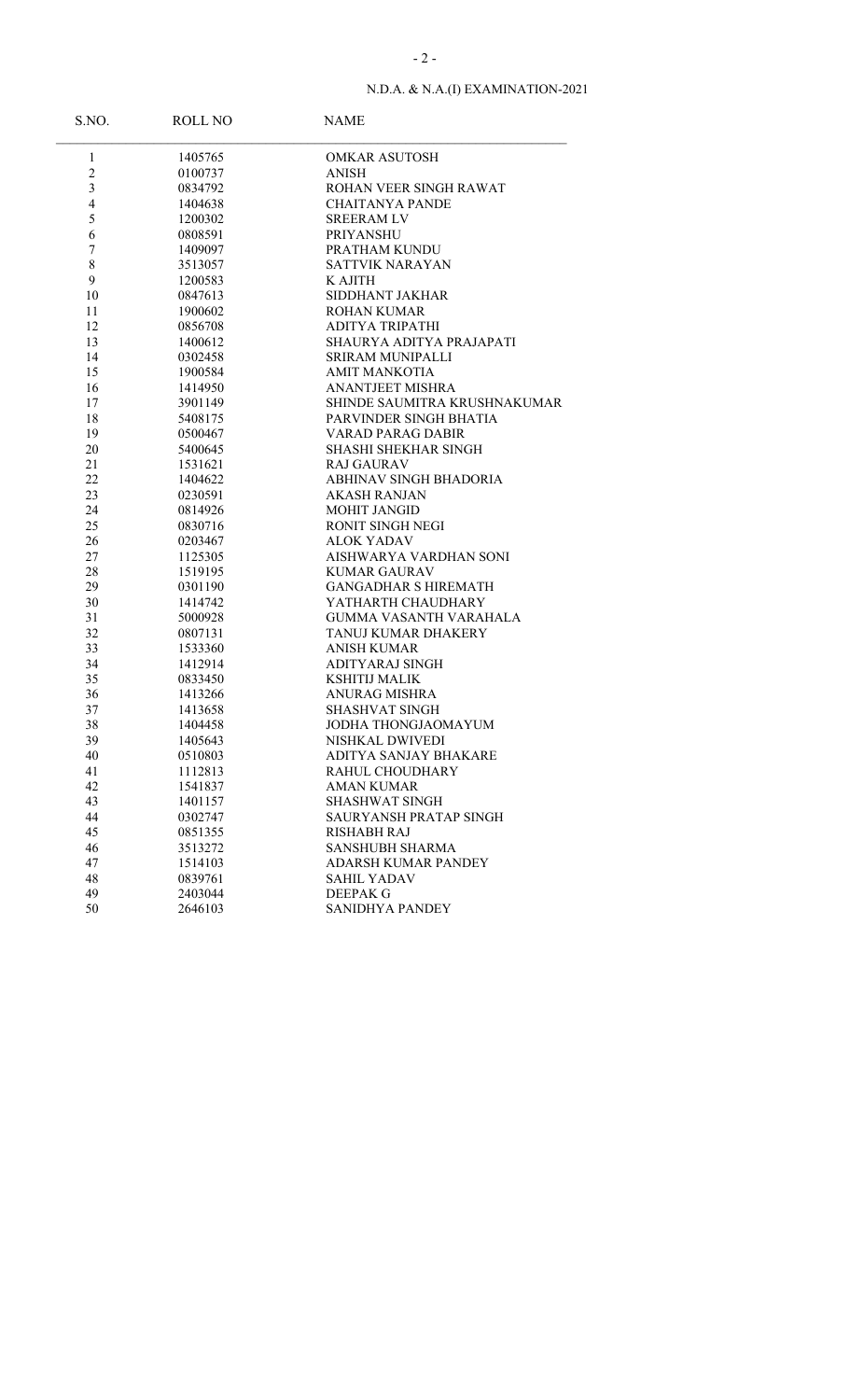## N.D.A. & N.A.(I) EXAMINATION-2021

| S.NO. | ROLL NO | NAME |
|---|---|---|
| 1 | 1405765 | OMKAR ASUTOSH |
| 2 | 0100737 | ANISH |
| 3 | 0834792 | ROHAN VEER SINGH RAWAT |
| 4 | 1404638 | CHAITANYA PANDE |
| 5 | 1200302 | SREERAM LV |
| 6 | 0808591 | PRIYANSHU |
| 7 | 1409097 | PRATHAM KUNDU |
| 8 | 3513057 | SATTVIK NARAYAN |
| 9 | 1200583 | K AJITH |
| 10 | 0847613 | SIDDHANT JAKHAR |
| 11 | 1900602 | ROHAN KUMAR |
| 12 | 0856708 | ADITYA TRIPATHI |
| 13 | 1400612 | SHAURYA ADITYA PRAJAPATI |
| 14 | 0302458 | SRIRAM MUNIPALLI |
| 15 | 1900584 | AMIT MANKOTIA |
| 16 | 1414950 | ANANTJEET MISHRA |
| 17 | 3901149 | SHINDE SAUMITRA KRUSHNAKUMAR |
| 18 | 5408175 | PARVINDER SINGH BHATIA |
| 19 | 0500467 | VARAD PARAG DABIR |
| 20 | 5400645 | SHASHI SHEKHAR SINGH |
| 21 | 1531621 | RAJ GAURAV |
| 22 | 1404622 | ABHINAV SINGH BHADORIA |
| 23 | 0230591 | AKASH RANJAN |
| 24 | 0814926 | MOHIT JANGID |
| 25 | 0830716 | RONIT SINGH NEGI |
| 26 | 0203467 | ALOK YADAV |
| 27 | 1125305 | AISHWARYA VARDHAN SONI |
| 28 | 1519195 | KUMAR GAURAV |
| 29 | 0301190 | GANGADHAR S HIREMATH |
| 30 | 1414742 | YATHARTH CHAUDHARY |
| 31 | 5000928 | GUMMA VASANTH VARAHALA |
| 32 | 0807131 | TANUJ KUMAR DHAKERY |
| 33 | 1533360 | ANISH KUMAR |
| 34 | 1412914 | ADITYARAJ SINGH |
| 35 | 0833450 | KSHITIJ MALIK |
| 36 | 1413266 | ANURAG MISHRA |
| 37 | 1413658 | SHASHVAT SINGH |
| 38 | 1404458 | JODHA THONGJAOMAYUM |
| 39 | 1405643 | NISHKAL DWIVEDI |
| 40 | 0510803 | ADITYA SANJAY BHAKARE |
| 41 | 1112813 | RAHUL CHOUDHARY |
| 42 | 1541837 | AMAN KUMAR |
| 43 | 1401157 | SHASHWAT SINGH |
| 44 | 0302747 | SAURYANSH PRATAP SINGH |
| 45 | 0851355 | RISHABH RAJ |
| 46 | 3513272 | SANSHUBH SHARMA |
| 47 | 1514103 | ADARSH KUMAR PANDEY |
| 48 | 0839761 | SAHIL YADAV |
| 49 | 2403044 | DEEPAK G |
| 50 | 2646103 | SANIDHYA PANDEY |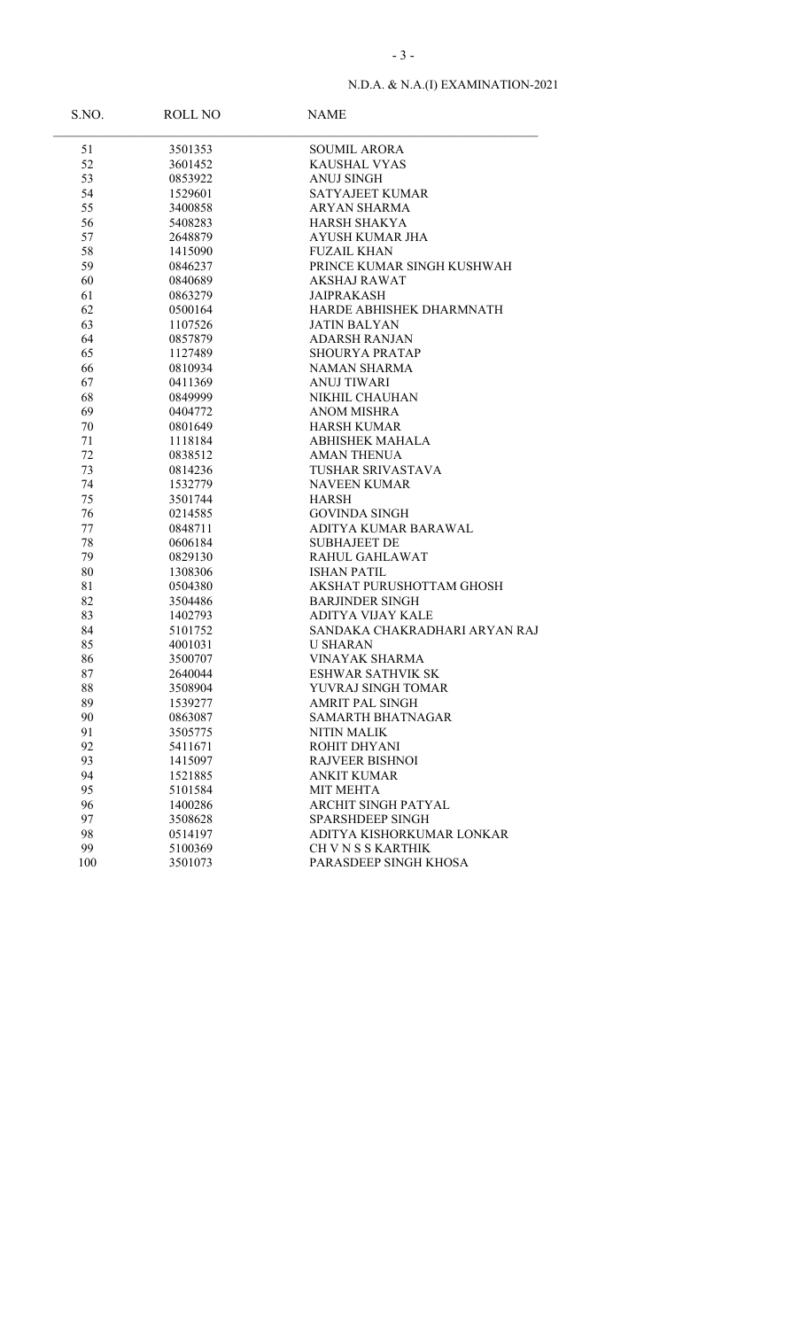N.D.A. & N.A.(I) EXAMINATION-2021

| S.NO. | ROLL NO | NAME |
|---|---|---|
| 51 | 3501353 | SOUMIL ARORA |
| 52 | 3601452 | KAUSHAL VYAS |
| 53 | 0853922 | ANUJ SINGH |
| 54 | 1529601 | SATYAJEET KUMAR |
| 55 | 3400858 | ARYAN SHARMA |
| 56 | 5408283 | HARSH SHAKYA |
| 57 | 2648879 | AYUSH KUMAR JHA |
| 58 | 1415090 | FUZAIL KHAN |
| 59 | 0846237 | PRINCE KUMAR SINGH KUSHWAH |
| 60 | 0840689 | AKSHAJ RAWAT |
| 61 | 0863279 | JAIPRAKASH |
| 62 | 0500164 | HARDE ABHISHEK DHARMNATH |
| 63 | 1107526 | JATIN BALYAN |
| 64 | 0857879 | ADARSH RANJAN |
| 65 | 1127489 | SHOURYA PRATAP |
| 66 | 0810934 | NAMAN SHARMA |
| 67 | 0411369 | ANUJ TIWARI |
| 68 | 0849999 | NIKHIL CHAUHAN |
| 69 | 0404772 | ANOM MISHRA |
| 70 | 0801649 | HARSH KUMAR |
| 71 | 1118184 | ABHISHEK MAHALA |
| 72 | 0838512 | AMAN THENUA |
| 73 | 0814236 | TUSHAR SRIVASTAVA |
| 74 | 1532779 | NAVEEN KUMAR |
| 75 | 3501744 | HARSH |
| 76 | 0214585 | GOVINDA SINGH |
| 77 | 0848711 | ADITYA KUMAR BARAWAL |
| 78 | 0606184 | SUBHAJEET DE |
| 79 | 0829130 | RAHUL GAHLAWAT |
| 80 | 1308306 | ISHAN PATIL |
| 81 | 0504380 | AKSHAT PURUSHOTTAM GHOSH |
| 82 | 3504486 | BARJINDER SINGH |
| 83 | 1402793 | ADITYA VIJAY KALE |
| 84 | 5101752 | SANDAKA CHAKRADHARI ARYAN RAJ |
| 85 | 4001031 | U SHARAN |
| 86 | 3500707 | VINAYAK SHARMA |
| 87 | 2640044 | ESHWAR SATHVIK SK |
| 88 | 3508904 | YUVRAJ SINGH TOMAR |
| 89 | 1539277 | AMRIT PAL SINGH |
| 90 | 0863087 | SAMARTH BHATNAGAR |
| 91 | 3505775 | NITIN MALIK |
| 92 | 5411671 | ROHIT DHYANI |
| 93 | 1415097 | RAJVEER BISHNOI |
| 94 | 1521885 | ANKIT KUMAR |
| 95 | 5101584 | MIT MEHTA |
| 96 | 1400286 | ARCHIT SINGH PATYAL |
| 97 | 3508628 | SPARSHDEEP SINGH |
| 98 | 0514197 | ADITYA KISHORKUMAR LONKAR |
| 99 | 5100369 | CH V N S S KARTHIK |
| 100 | 3501073 | PARASDEEP SINGH KHOSA |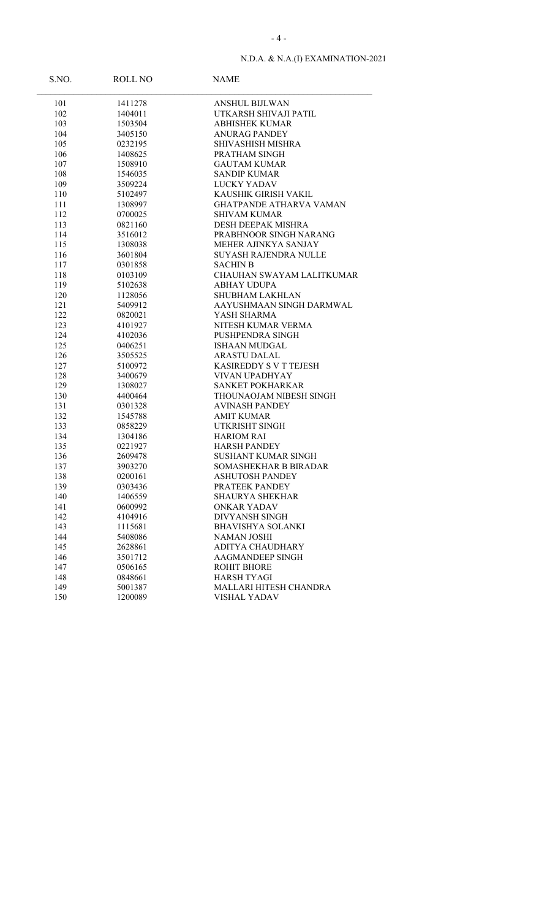N.D.A. & N.A.(I) EXAMINATION-2021

| S.NO. | ROLL NO | NAME |
| --- | --- | --- |
| 101 | 1411278 | ANSHUL BIJLWAN |
| 102 | 1404011 | UTKARSH SHIVAJI PATIL |
| 103 | 1503504 | ABHISHEK KUMAR |
| 104 | 3405150 | ANURAG PANDEY |
| 105 | 0232195 | SHIVASHISH MISHRA |
| 106 | 1408625 | PRATHAM SINGH |
| 107 | 1508910 | GAUTAM KUMAR |
| 108 | 1546035 | SANDIP KUMAR |
| 109 | 3509224 | LUCKY YADAV |
| 110 | 5102497 | KAUSHIK GIRISH VAKIL |
| 111 | 1308997 | GHATPANDE ATHARVA VAMAN |
| 112 | 0700025 | SHIVAM KUMAR |
| 113 | 0821160 | DESH DEEPAK MISHRA |
| 114 | 3516012 | PRABHNOOR SINGH NARANG |
| 115 | 1308038 | MEHER AJINKYA SANJAY |
| 116 | 3601804 | SUYASH RAJENDRA NULLE |
| 117 | 0301858 | SACHIN B |
| 118 | 0103109 | CHAUHAN SWAYAM LALITKUMAR |
| 119 | 5102638 | ABHAY UDUPA |
| 120 | 1128056 | SHUBHAM LAKHLAN |
| 121 | 5409912 | AAYUSHMAAN SINGH DARMWAL |
| 122 | 0820021 | YASH SHARMA |
| 123 | 4101927 | NITESH KUMAR VERMA |
| 124 | 4102036 | PUSHPENDRA SINGH |
| 125 | 0406251 | ISHAAN MUDGAL |
| 126 | 3505525 | ARASTU DALAL |
| 127 | 5100972 | KASIREDDY S V T TEJESH |
| 128 | 3400679 | VIVAN UPADHYAY |
| 129 | 1308027 | SANKET POKHARKAR |
| 130 | 4400464 | THOUNAOJAM NIBESH SINGH |
| 131 | 0301328 | AVINASH PANDEY |
| 132 | 1545788 | AMIT KUMAR |
| 133 | 0858229 | UTKRISHT SINGH |
| 134 | 1304186 | HARIOM RAI |
| 135 | 0221927 | HARSH PANDEY |
| 136 | 2609478 | SUSHANT KUMAR SINGH |
| 137 | 3903270 | SOMASHEKHAR B BIRADAR |
| 138 | 0200161 | ASHUTOSH PANDEY |
| 139 | 0303436 | PRATEEK PANDEY |
| 140 | 1406559 | SHAURYA SHEKHAR |
| 141 | 0600992 | ONKAR YADAV |
| 142 | 4104916 | DIVYANSH SINGH |
| 143 | 1115681 | BHAVISHYA SOLANKI |
| 144 | 5408086 | NAMAN JOSHI |
| 145 | 2628861 | ADITYA CHAUDHARY |
| 146 | 3501712 | AAGMANDEEP SINGH |
| 147 | 0506165 | ROHIT BHORE |
| 148 | 0848661 | HARSH TYAGI |
| 149 | 5001387 | MALLARI HITESH CHANDRA |
| 150 | 1200089 | VISHAL YADAV |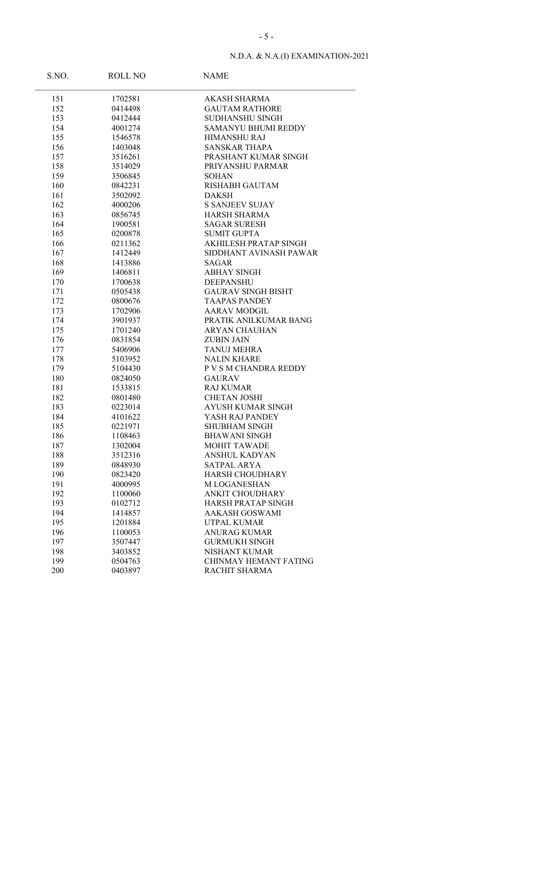N.D.A. & N.A.(I) EXAMINATION-2021

| S.NO. | ROLL NO | NAME |
|---|---|---|
| 151 | 1702581 | AKASH SHARMA |
| 152 | 0414498 | GAUTAM RATHORE |
| 153 | 0412444 | SUDHANSHU SINGH |
| 154 | 4001274 | SAMANYU BHUMI REDDY |
| 155 | 1546578 | HIMANSHU RAJ |
| 156 | 1403048 | SANSKAR THAPA |
| 157 | 3516261 | PRASHANT KUMAR SINGH |
| 158 | 3514029 | PRIYANSHU PARMAR |
| 159 | 3506845 | SOHAN |
| 160 | 0842231 | RISHABH GAUTAM |
| 161 | 3502092 | DAKSH |
| 162 | 4000206 | S SANJEEV SUJAY |
| 163 | 0856745 | HARSH SHARMA |
| 164 | 1900581 | SAGAR SURESH |
| 165 | 0200878 | SUMIT GUPTA |
| 166 | 0211362 | AKHILESH PRATAP SINGH |
| 167 | 1412449 | SIDDHANT AVINASH PAWAR |
| 168 | 1413886 | SAGAR |
| 169 | 1406811 | ABHAY SINGH |
| 170 | 1700638 | DEEPANSHU |
| 171 | 0505438 | GAURAV SINGH BISHT |
| 172 | 0800676 | TAAPAS PANDEY |
| 173 | 1702906 | AARAV MODGIL |
| 174 | 3901937 | PRATIK ANILKUMAR BANG |
| 175 | 1701240 | ARYAN CHAUHAN |
| 176 | 0831854 | ZUBIN JAIN |
| 177 | 5406906 | TANUJ MEHRA |
| 178 | 5103952 | NALIN KHARE |
| 179 | 5104430 | P V S M CHANDRA REDDY |
| 180 | 0824050 | GAURAV |
| 181 | 1533815 | RAJ KUMAR |
| 182 | 0801480 | CHETAN JOSHI |
| 183 | 0223014 | AYUSH KUMAR SINGH |
| 184 | 4101622 | YASH RAJ PANDEY |
| 185 | 0221971 | SHUBHAM SINGH |
| 186 | 1108463 | BHAWANI SINGH |
| 187 | 1302004 | MOHIT TAWADE |
| 188 | 3512316 | ANSHUL KADYAN |
| 189 | 0848930 | SATPAL ARYA |
| 190 | 0823420 | HARSH CHOUDHARY |
| 191 | 4000995 | M LOGANESHAN |
| 192 | 1100060 | ANKIT CHOUDHARY |
| 193 | 0102712 | HARSH PRATAP SINGH |
| 194 | 1414857 | AAKASH GOSWAMI |
| 195 | 1201884 | UTPAL KUMAR |
| 196 | 1100053 | ANURAG KUMAR |
| 197 | 3507447 | GURMUKH SINGH |
| 198 | 3403852 | NISHANT KUMAR |
| 199 | 0504763 | CHINMAY HEMANT FATING |
| 200 | 0403897 | RACHIT SHARMA |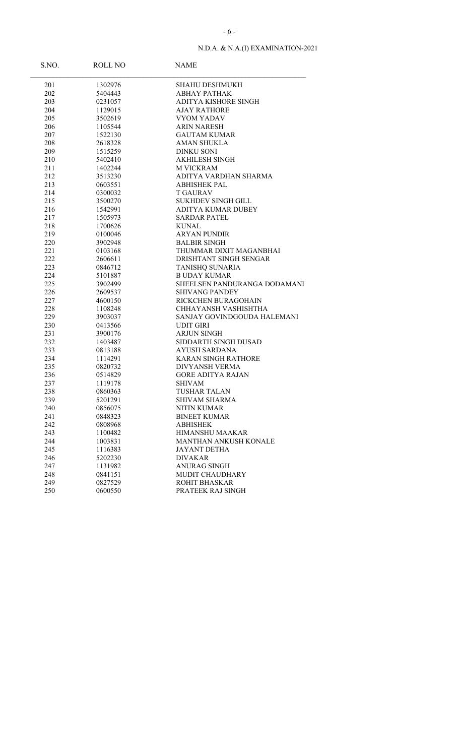N.D.A. & N.A.(I) EXAMINATION-2021

| S.NO. | ROLL NO | NAME |
|---|---|---|
| 201 | 1302976 | SHAHU DESHMUKH |
| 202 | 5404443 | ABHAY PATHAK |
| 203 | 0231057 | ADITYA KISHORE SINGH |
| 204 | 1129015 | AJAY RATHORE |
| 205 | 3502619 | VYOM YADAV |
| 206 | 1105544 | ARIN NARESH |
| 207 | 1522130 | GAUTAM KUMAR |
| 208 | 2618328 | AMAN SHUKLA |
| 209 | 1515259 | DINKU SONI |
| 210 | 5402410 | AKHILESH SINGH |
| 211 | 1402244 | M VICKRAM |
| 212 | 3513230 | ADITYA VARDHAN SHARMA |
| 213 | 0603551 | ABHISHEK PAL |
| 214 | 0300032 | T GAURAV |
| 215 | 3500270 | SUKHDEV SINGH GILL |
| 216 | 1542991 | ADITYA KUMAR DUBEY |
| 217 | 1505973 | SARDAR PATEL |
| 218 | 1700626 | KUNAL |
| 219 | 0100046 | ARYAN PUNDIR |
| 220 | 3902948 | BALBIR SINGH |
| 221 | 0103168 | THUMMAR DIXIT MAGANBHAI |
| 222 | 2606611 | DRISHTANT SINGH SENGAR |
| 223 | 0846712 | TANISHQ SUNARIA |
| 224 | 5101887 | B UDAY KUMAR |
| 225 | 3902499 | SHEELSEN PANDURANGA DODAMANI |
| 226 | 2609537 | SHIVANG PANDEY |
| 227 | 4600150 | RICKCHEN BURAGOHAIN |
| 228 | 1108248 | CHHAYANSH VASHISHTHA |
| 229 | 3903037 | SANJAY GOVINDGOUDA HALEMANI |
| 230 | 0413566 | UDIT GIRI |
| 231 | 3900176 | ARJUN SINGH |
| 232 | 1403487 | SIDDARTH SINGH DUSAD |
| 233 | 0813188 | AYUSH SARDANA |
| 234 | 1114291 | KARAN SINGH RATHORE |
| 235 | 0820732 | DIVYANSH VERMA |
| 236 | 0514829 | GORE ADITYA RAJAN |
| 237 | 1119178 | SHIVAM |
| 238 | 0860363 | TUSHAR TALAN |
| 239 | 5201291 | SHIVAM SHARMA |
| 240 | 0856075 | NITIN KUMAR |
| 241 | 0848323 | BINEET KUMAR |
| 242 | 0808968 | ABHISHEK |
| 243 | 1100482 | HIMANSHU MAAKAR |
| 244 | 1003831 | MANTHAN ANKUSH KONALE |
| 245 | 1116383 | JAYANT DETHA |
| 246 | 5202230 | DIVAKAR |
| 247 | 1131982 | ANURAG SINGH |
| 248 | 0841151 | MUDIT CHAUDHARY |
| 249 | 0827529 | ROHIT BHASKAR |
| 250 | 0600550 | PRATEEK RAJ SINGH |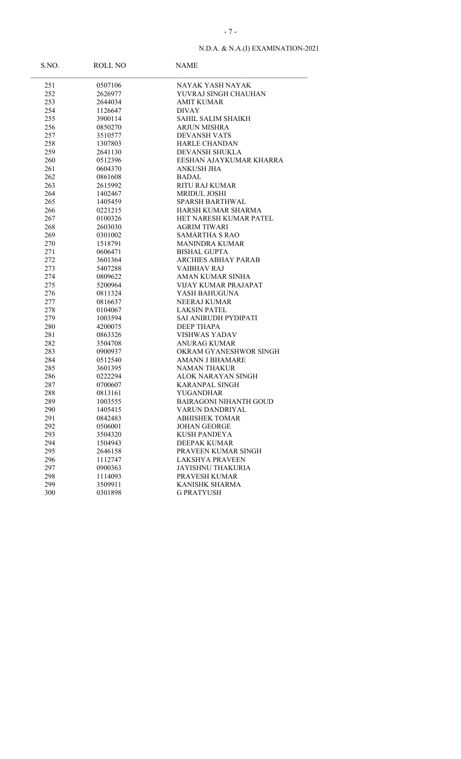| S.NO. | ROLL NO | NAME |
|---|---|---|
| 251 | 0507106 | NAYAK YASH NAYAK |
| 252 | 2626977 | YUVRAJ SINGH CHAUHAN |
| 253 | 2644034 | AMIT KUMAR |
| 254 | 1126647 | DIVAY |
| 255 | 3900114 | SAHIL SALIM SHAIKH |
| 256 | 0850270 | ARJUN MISHRA |
| 257 | 3510577 | DEVANSH VATS |
| 258 | 1307803 | HARLE CHANDAN |
| 259 | 2641130 | DEVANSH SHUKLA |
| 260 | 0512396 | EESHAN AJAYKUMAR KHARRA |
| 261 | 0604370 | ANKUSH JHA |
| 262 | 0861608 | BADAL |
| 263 | 2615992 | RITU RAJ KUMAR |
| 264 | 1402467 | MRIDUL JOSHI |
| 265 | 1405459 | SPARSH BARTHWAL |
| 266 | 0221215 | HARSH KUMAR SHARMA |
| 267 | 0100326 | HET NARESH KUMAR PATEL |
| 268 | 2603030 | AGRIM TIWARI |
| 269 | 0301002 | SAMARTHA S RAO |
| 270 | 1518791 | MANINDRA KUMAR |
| 271 | 0606471 | BISHAL GUPTA |
| 272 | 3601364 | ARCHIES ABHAY PARAB |
| 273 | 5407288 | VAIBHAV RAJ |
| 274 | 0809622 | AMAN KUMAR SINHA |
| 275 | 5200964 | VIJAY KUMAR PRAJAPAT |
| 276 | 0811324 | YASH BAHUGUNA |
| 277 | 0816637 | NEERAJ KUMAR |
| 278 | 0104067 | LAKSIN PATEL |
| 279 | 1003594 | SAI ANIRUDH PYDIPATI |
| 280 | 4200075 | DEEP THAPA |
| 281 | 0863326 | VISHWAS YADAV |
| 282 | 3504708 | ANURAG KUMAR |
| 283 | 0900937 | OKRAM GYANESHWOR SINGH |
| 284 | 0512540 | AMANN J BHAMARE |
| 285 | 3601395 | NAMAN THAKUR |
| 286 | 0222294 | ALOK NARAYAN SINGH |
| 287 | 0700607 | KARANPAL SINGH |
| 288 | 0813161 | YUGANDHAR |
| 289 | 1003555 | BAIRAGONI NIHANTH GOUD |
| 290 | 1405415 | VARUN DANDRIYAL |
| 291 | 0842483 | ABHISHEK TOMAR |
| 292 | 0506001 | JOHAN GEORGE |
| 293 | 3504320 | KUSH PANDEYA |
| 294 | 1504943 | DEEPAK KUMAR |
| 295 | 2646158 | PRAVEEN KUMAR SINGH |
| 296 | 1112747 | LAKSHYA PRAVEEN |
| 297 | 0900363 | JAYISHNU THAKURIA |
| 298 | 1114093 | PRAVESH KUMAR |
| 299 | 3509911 | KANISHK SHARMA |
| 300 | 0301898 | G PRATYUSH |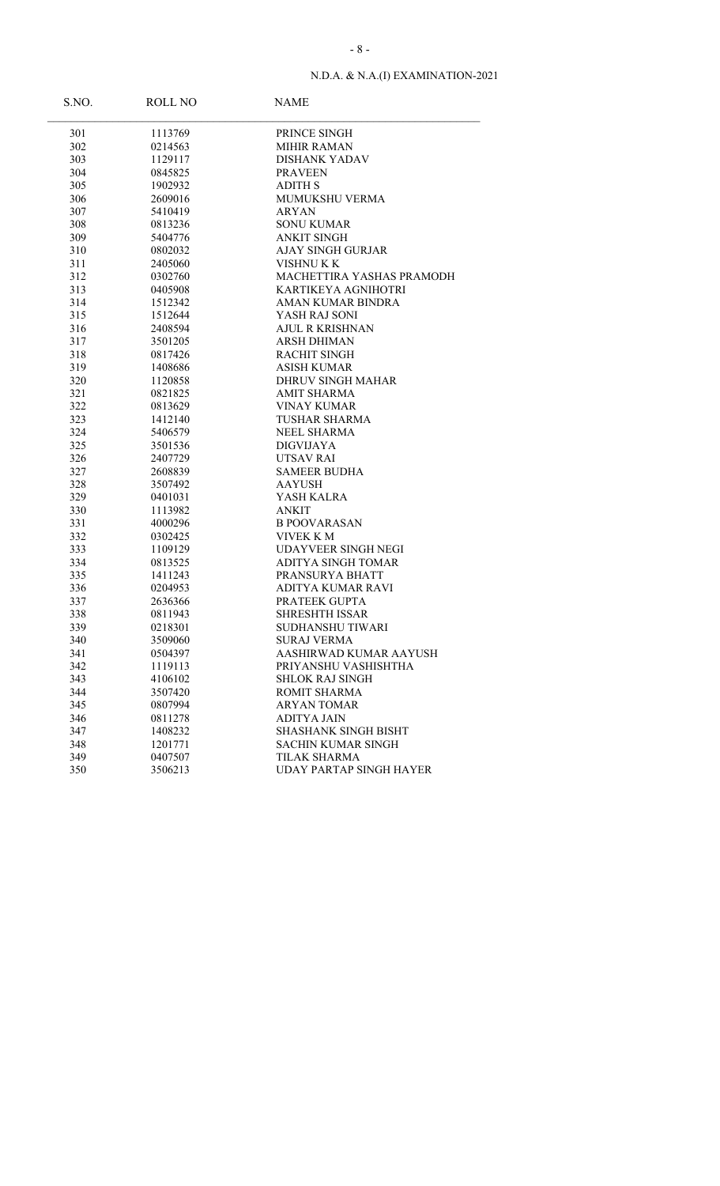N.D.A. & N.A.(I) EXAMINATION-2021

| S.NO. | ROLL NO | NAME |
|---|---|---|
| 301 | 1113769 | PRINCE SINGH |
| 302 | 0214563 | MIHIR RAMAN |
| 303 | 1129117 | DISHANK YADAV |
| 304 | 0845825 | PRAVEEN |
| 305 | 1902932 | ADITH S |
| 306 | 2609016 | MUMUKSHU VERMA |
| 307 | 5410419 | ARYAN |
| 308 | 0813236 | SONU KUMAR |
| 309 | 5404776 | ANKIT SINGH |
| 310 | 0802032 | AJAY SINGH GURJAR |
| 311 | 2405060 | VISHNU K K |
| 312 | 0302760 | MACHETTIRA YASHAS PRAMODH |
| 313 | 0405908 | KARTIKEYA AGNIHOTRI |
| 314 | 1512342 | AMAN KUMAR BINDRA |
| 315 | 1512644 | YASH RAJ SONI |
| 316 | 2408594 | AJUL R KRISHNAN |
| 317 | 3501205 | ARSH DHIMAN |
| 318 | 0817426 | RACHIT SINGH |
| 319 | 1408686 | ASISH KUMAR |
| 320 | 1120858 | DHRUV SINGH MAHAR |
| 321 | 0821825 | AMIT SHARMA |
| 322 | 0813629 | VINAY KUMAR |
| 323 | 1412140 | TUSHAR SHARMA |
| 324 | 5406579 | NEEL SHARMA |
| 325 | 3501536 | DIGVIJAYA |
| 326 | 2407729 | UTSAV RAI |
| 327 | 2608839 | SAMEER BUDHA |
| 328 | 3507492 | AAYUSH |
| 329 | 0401031 | YASH KALRA |
| 330 | 1113982 | ANKIT |
| 331 | 4000296 | B POOVARASAN |
| 332 | 0302425 | VIVEK K M |
| 333 | 1109129 | UDAYVEER SINGH NEGI |
| 334 | 0813525 | ADITYA SINGH TOMAR |
| 335 | 1411243 | PRANSURYA BHATT |
| 336 | 0204953 | ADITYA KUMAR RAVI |
| 337 | 2636366 | PRATEEK GUPTA |
| 338 | 0811943 | SHRESHTH ISSAR |
| 339 | 0218301 | SUDHANSHU TIWARI |
| 340 | 3509060 | SURAJ VERMA |
| 341 | 0504397 | AASHIRWAD KUMAR AAYUSH |
| 342 | 1119113 | PRIYANSHU VASHISHTHA |
| 343 | 4106102 | SHLOK RAJ SINGH |
| 344 | 3507420 | ROMIT SHARMA |
| 345 | 0807994 | ARYAN TOMAR |
| 346 | 0811278 | ADITYA JAIN |
| 347 | 1408232 | SHASHANK SINGH BISHT |
| 348 | 1201771 | SACHIN KUMAR SINGH |
| 349 | 0407507 | TILAK SHARMA |
| 350 | 3506213 | UDAY PARTAP SINGH HAYER |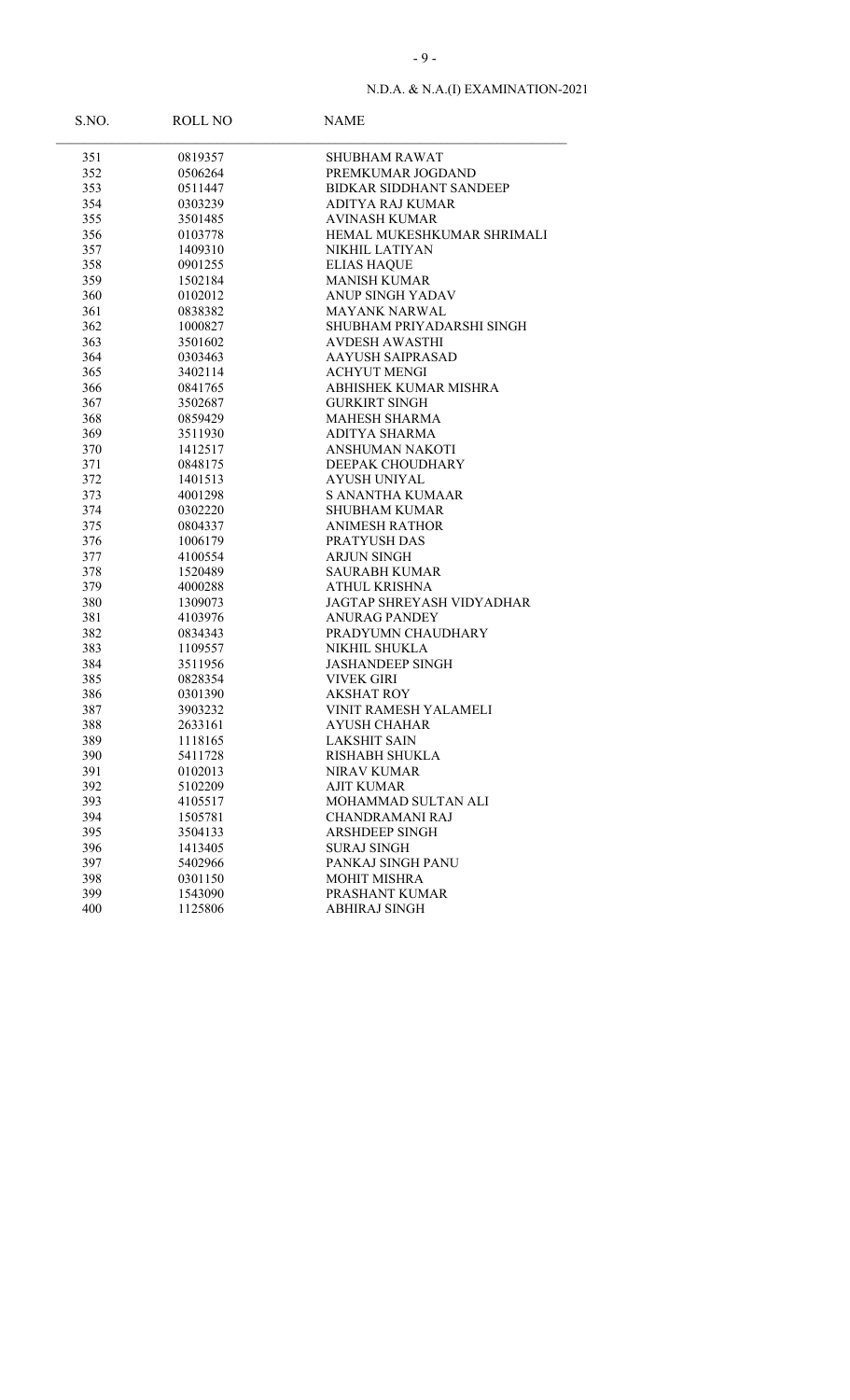N.D.A. & N.A.(I) EXAMINATION-2021

| S.NO. | ROLL NO | NAME |
|---|---|---|
| 351 | 0819357 | SHUBHAM RAWAT |
| 352 | 0506264 | PREMKUMAR JOGDAND |
| 353 | 0511447 | BIDKAR SIDDHANT SANDEEP |
| 354 | 0303239 | ADITYA RAJ KUMAR |
| 355 | 3501485 | AVINASH KUMAR |
| 356 | 0103778 | HEMAL MUKESHKUMAR SHRIMALI |
| 357 | 1409310 | NIKHIL LATIYAN |
| 358 | 0901255 | ELIAS HAQUE |
| 359 | 1502184 | MANISH KUMAR |
| 360 | 0102012 | ANUP SINGH YADAV |
| 361 | 0838382 | MAYANK NARWAL |
| 362 | 1000827 | SHUBHAM PRIYADARSHI SINGH |
| 363 | 3501602 | AVDESH AWASTHI |
| 364 | 0303463 | AAYUSH SAIPRASAD |
| 365 | 3402114 | ACHYUT MENGI |
| 366 | 0841765 | ABHISHEK KUMAR MISHRA |
| 367 | 3502687 | GURKIRT SINGH |
| 368 | 0859429 | MAHESH SHARMA |
| 369 | 3511930 | ADITYA SHARMA |
| 370 | 1412517 | ANSHUMAN NAKOTI |
| 371 | 0848175 | DEEPAK CHOUDHARY |
| 372 | 1401513 | AYUSH UNIYAL |
| 373 | 4001298 | S ANANTHA KUMAAR |
| 374 | 0302220 | SHUBHAM KUMAR |
| 375 | 0804337 | ANIMESH RATHOR |
| 376 | 1006179 | PRATYUSH DAS |
| 377 | 4100554 | ARJUN SINGH |
| 378 | 1520489 | SAURABH KUMAR |
| 379 | 4000288 | ATHUL KRISHNA |
| 380 | 1309073 | JAGTAP SHREYASH VIDYADHAR |
| 381 | 4103976 | ANURAG PANDEY |
| 382 | 0834343 | PRADYUMN CHAUDHARY |
| 383 | 1109557 | NIKHIL SHUKLA |
| 384 | 3511956 | JASHANDEEP SINGH |
| 385 | 0828354 | VIVEK GIRI |
| 386 | 0301390 | AKSHAT ROY |
| 387 | 3903232 | VINIT RAMESH YALAMELI |
| 388 | 2633161 | AYUSH CHAHAR |
| 389 | 1118165 | LAKSHIT SAIN |
| 390 | 5411728 | RISHABH SHUKLA |
| 391 | 0102013 | NIRAV KUMAR |
| 392 | 5102209 | AJIT KUMAR |
| 393 | 4105517 | MOHAMMAD SULTAN ALI |
| 394 | 1505781 | CHANDRAMANI RAJ |
| 395 | 3504133 | ARSHDEEP SINGH |
| 396 | 1413405 | SURAJ SINGH |
| 397 | 5402966 | PANKAJ SINGH PANU |
| 398 | 0301150 | MOHIT MISHRA |
| 399 | 1543090 | PRASHANT KUMAR |
| 400 | 1125806 | ABHIRAJ SINGH |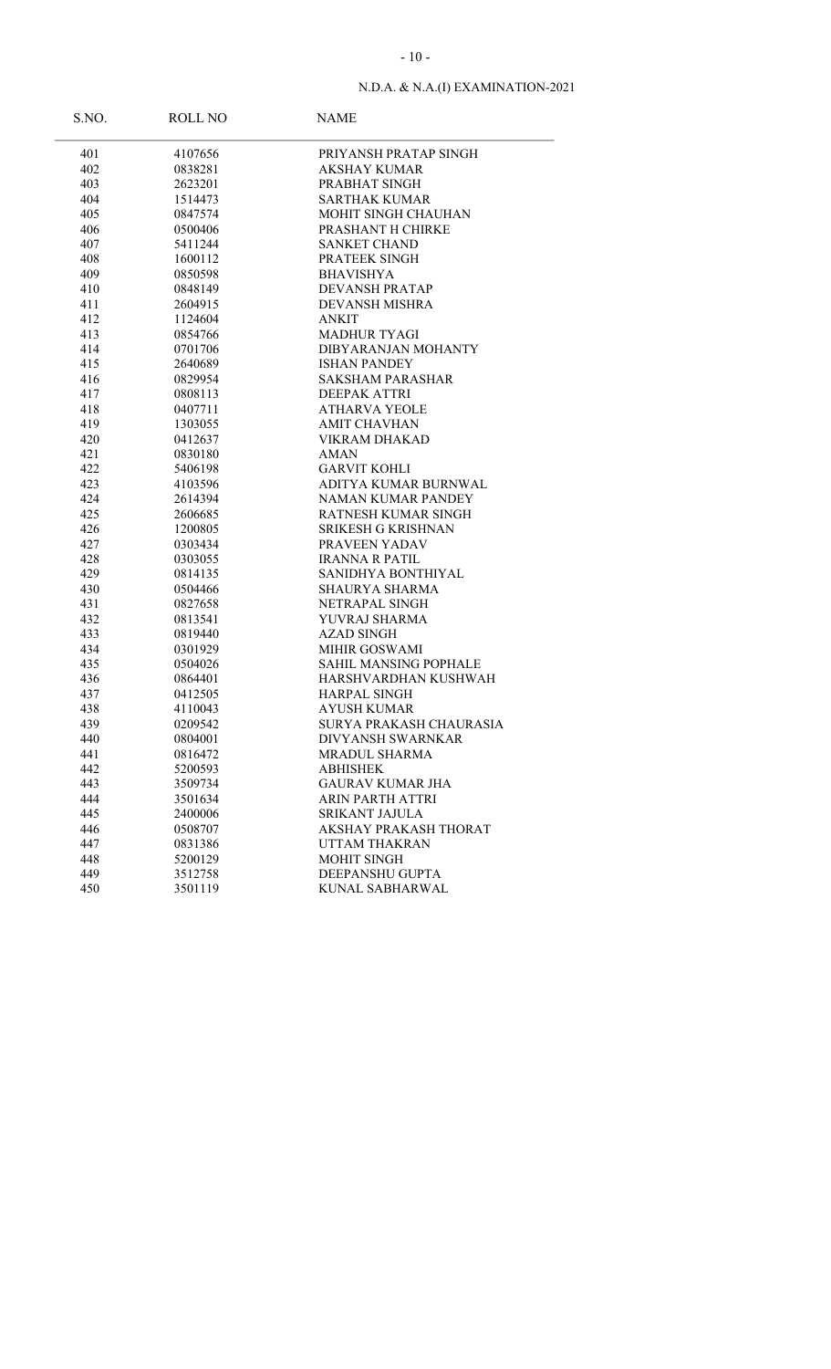| S.NO. | ROLL NO | NAME |
|---|---|---|
| 401 | 4107656 | PRIYANSH PRATAP SINGH |
| 402 | 0838281 | AKSHAY KUMAR |
| 403 | 2623201 | PRABHAT SINGH |
| 404 | 1514473 | SARTHAK KUMAR |
| 405 | 0847574 | MOHIT SINGH CHAUHAN |
| 406 | 0500406 | PRASHANT H CHIRKE |
| 407 | 5411244 | SANKET CHAND |
| 408 | 1600112 | PRATEEK SINGH |
| 409 | 0850598 | BHAVISHYA |
| 410 | 0848149 | DEVANSH PRATAP |
| 411 | 2604915 | DEVANSH MISHRA |
| 412 | 1124604 | ANKIT |
| 413 | 0854766 | MADHUR TYAGI |
| 414 | 0701706 | DIBYARANJAN MOHANTY |
| 415 | 2640689 | ISHAN PANDEY |
| 416 | 0829954 | SAKSHAM PARASHAR |
| 417 | 0808113 | DEEPAK ATTRI |
| 418 | 0407711 | ATHARVA YEOLE |
| 419 | 1303055 | AMIT CHAVHAN |
| 420 | 0412637 | VIKRAM DHAKAD |
| 421 | 0830180 | AMAN |
| 422 | 5406198 | GARVIT KOHLI |
| 423 | 4103596 | ADITYA KUMAR BURNWAL |
| 424 | 2614394 | NAMAN KUMAR PANDEY |
| 425 | 2606685 | RATNESH KUMAR SINGH |
| 426 | 1200805 | SRIKESH G KRISHNAN |
| 427 | 0303434 | PRAVEEN YADAV |
| 428 | 0303055 | IRANNA R PATIL |
| 429 | 0814135 | SANIDHYA BONTHIYAL |
| 430 | 0504466 | SHAURYA SHARMA |
| 431 | 0827658 | NETRAPAL SINGH |
| 432 | 0813541 | YUVRAJ SHARMA |
| 433 | 0819440 | AZAD SINGH |
| 434 | 0301929 | MIHIR GOSWAMI |
| 435 | 0504026 | SAHIL MANSING POPHALE |
| 436 | 0864401 | HARSHVARDHAN KUSHWAH |
| 437 | 0412505 | HARPAL SINGH |
| 438 | 4110043 | AYUSH KUMAR |
| 439 | 0209542 | SURYA PRAKASH CHAURASIA |
| 440 | 0804001 | DIVYANSH SWARNKAR |
| 441 | 0816472 | MRADUL SHARMA |
| 442 | 5200593 | ABHISHEK |
| 443 | 3509734 | GAURAV KUMAR JHA |
| 444 | 3501634 | ARIN PARTH ATTRI |
| 445 | 2400006 | SRIKANT JAJULA |
| 446 | 0508707 | AKSHAY PRAKASH THORAT |
| 447 | 0831386 | UTTAM THAKRAN |
| 448 | 5200129 | MOHIT SINGH |
| 449 | 3512758 | DEEPANSHU GUPTA |
| 450 | 3501119 | KUNAL SABHARWAL |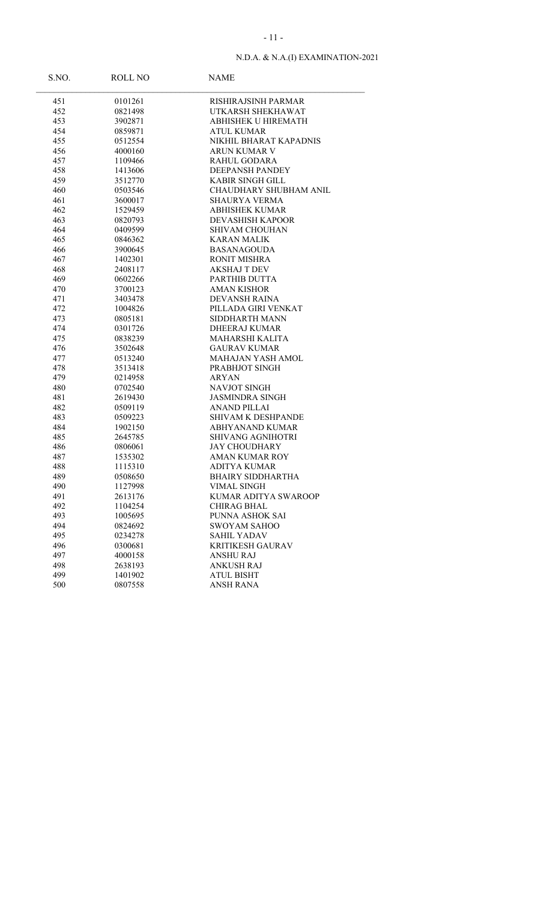| S.NO. | ROLL NO | NAME |
|---|---|---|
| 451 | 0101261 | RISHIRAJSINH PARMAR |
| 452 | 0821498 | UTKARSH SHEKHAWAT |
| 453 | 3902871 | ABHISHEK U HIREMATH |
| 454 | 0859871 | ATUL KUMAR |
| 455 | 0512554 | NIKHIL BHARAT KAPADNIS |
| 456 | 4000160 | ARUN KUMAR V |
| 457 | 1109466 | RAHUL GODARA |
| 458 | 1413606 | DEEPANSH PANDEY |
| 459 | 3512770 | KABIR SINGH GILL |
| 460 | 0503546 | CHAUDHARY SHUBHAM ANIL |
| 461 | 3600017 | SHAURYA VERMA |
| 462 | 1529459 | ABHISHEK KUMAR |
| 463 | 0820793 | DEVASHISH KAPOOR |
| 464 | 0409599 | SHIVAM CHOUHAN |
| 465 | 0846362 | KARAN MALIK |
| 466 | 3900645 | BASANAGOUDA |
| 467 | 1402301 | RONIT MISHRA |
| 468 | 2408117 | AKSHAJ T DEV |
| 469 | 0602266 | PARTHIB DUTTA |
| 470 | 3700123 | AMAN KISHOR |
| 471 | 3403478 | DEVANSH RAINA |
| 472 | 1004826 | PILLADA GIRI VENKAT |
| 473 | 0805181 | SIDDHARTH MANN |
| 474 | 0301726 | DHEERAJ KUMAR |
| 475 | 0838239 | MAHARSHI KALITA |
| 476 | 3502648 | GAURAV KUMAR |
| 477 | 0513240 | MAHAJAN YASH AMOL |
| 478 | 3513418 | PRABHJOT SINGH |
| 479 | 0214958 | ARYAN |
| 480 | 0702540 | NAVJOT SINGH |
| 481 | 2619430 | JASMINDRA SINGH |
| 482 | 0509119 | ANAND PILLAI |
| 483 | 0509223 | SHIVAM K DESHPANDE |
| 484 | 1902150 | ABHYANAND KUMAR |
| 485 | 2645785 | SHIVANG AGNIHOTRI |
| 486 | 0806061 | JAY CHOUDHARY |
| 487 | 1535302 | AMAN KUMAR ROY |
| 488 | 1115310 | ADITYA KUMAR |
| 489 | 0508650 | BHAIRY SIDDHARTHA |
| 490 | 1127998 | VIMAL SINGH |
| 491 | 2613176 | KUMAR ADITYA SWAROOP |
| 492 | 1104254 | CHIRAG BHAL |
| 493 | 1005695 | PUNNA ASHOK SAI |
| 494 | 0824692 | SWOYAM SAHOO |
| 495 | 0234278 | SAHIL YADAV |
| 496 | 0300681 | KRITIKESH GAURAV |
| 497 | 4000158 | ANSHU RAJ |
| 498 | 2638193 | ANKUSH RAJ |
| 499 | 1401902 | ATUL BISHT |
| 500 | 0807558 | ANSH RANA |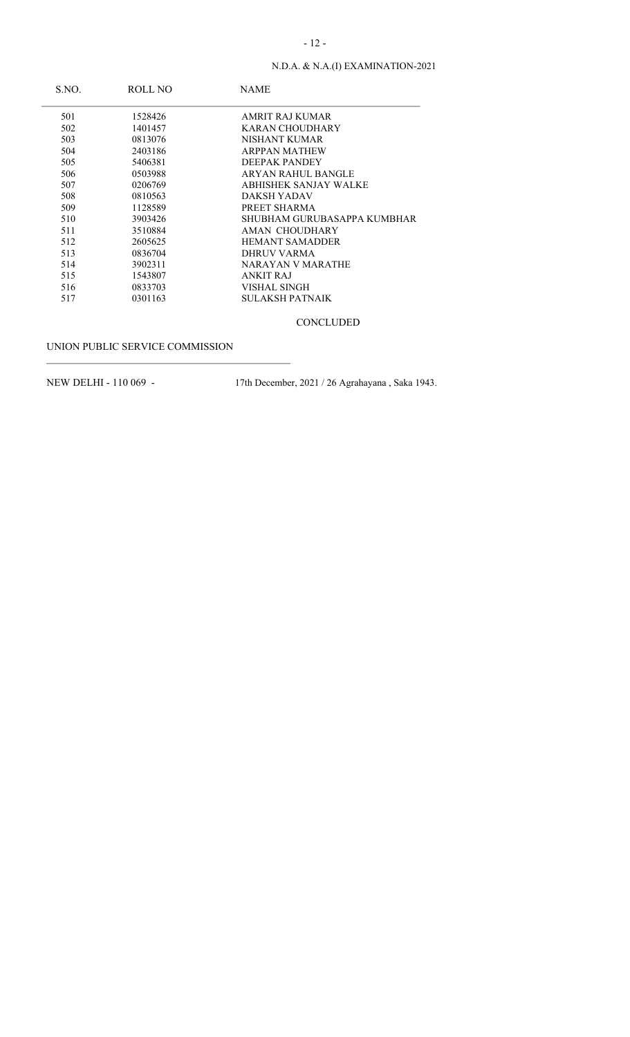N.D.A. & N.A.(I) EXAMINATION-2021

| S.NO. | ROLL NO | NAME |
|---|---|---|
| 501 | 1528426 | AMRIT RAJ KUMAR |
| 502 | 1401457 | KARAN CHOUDHARY |
| 503 | 0813076 | NISHANT KUMAR |
| 504 | 2403186 | ARPPAN MATHEW |
| 505 | 5406381 | DEEPAK PANDEY |
| 506 | 0503988 | ARYAN RAHUL BANGLE |
| 507 | 0206769 | ABHISHEK SANJAY WALKE |
| 508 | 0810563 | DAKSH YADAV |
| 509 | 1128589 | PREET SHARMA |
| 510 | 3903426 | SHUBHAM GURUBASAPPA KUMBHAR |
| 511 | 3510884 | AMAN CHOUDHARY |
| 512 | 2605625 | HEMANT SAMADDER |
| 513 | 0836704 | DHRUV VARMA |
| 514 | 3902311 | NARAYAN V MARATHE |
| 515 | 1543807 | ANKIT RAJ |
| 516 | 0833703 | VISHAL SINGH |
| 517 | 0301163 | SULAKSH PATNAIK |

CONCLUDED

UNION PUBLIC SERVICE COMMISSION

NEW DELHI - 110 069 - 17th December, 2021 / 26 Agrahayana , Saka 1943.